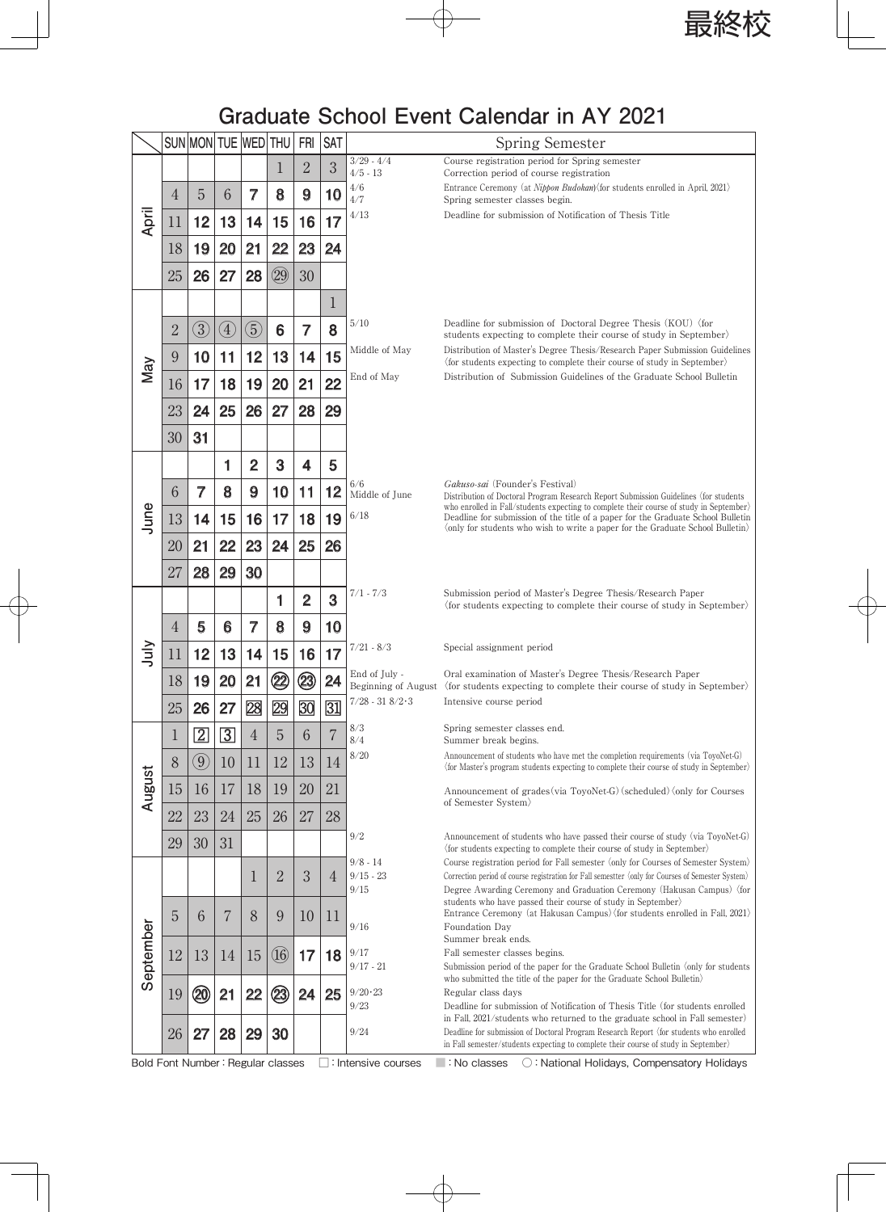# Graduate School Event Calendar in AY 2021

| | SUN | MON | TUE | WED | THU | FRI | SAT |
|---|---|---|---|---|---|---|---|
| April | | | | | 1 | 2 | 3 |
| | 4 | 5 | 6 | **7** | **8** | **9** | **10** |
| | 11 | **12** | **13** | **14** | **15** | **16** | **17** |
| | 18 | **19** | **20** | **21** | **22** | **23** | **24** |
| | 25 | **26** | **27** | **28** | (29) | 30 | |
| May | | | | | | | 1 |
| | 2 | (3) | (4) | (5) | **6** | **7** | **8** |
| | 9 | **10** | **11** | **12** | **13** | **14** | **15** |
| | 16 | **17** | **18** | **19** | **20** | **21** | **22** |
| | 23 | **24** | **25** | **26** | **27** | **28** | **29** |
| | 30 | **31** | | | | | |
| June | | | **1** | **2** | **3** | **4** | **5** |
| | 6 | **7** | **8** | **9** | **10** | **11** | **12** |
| | 13 | **14** | **15** | **16** | **17** | **18** | **19** |
| | 20 | **21** | **22** | **23** | **24** | **25** | **26** |
| | 27 | **28** | **29** | **30** | | | |
| July | | | | | **1** | **2** | **3** |
| | 4 | **5** | **6** | **7** | **8** | **9** | **10** |
| | 11 | **12** | **13** | **14** | **15** | **16** | **17** |
| | 18 | **19** | **20** | **21** | **(22)** | **(23)** | **24** |
| | 25 | **26** | **27** | [28] | [29] | [30] | [31] |
| August | 1 | [2] | [3] | 4 | 5 | 6 | 7 |
| | 8 | (9) | 10 | 11 | 12 | 13 | 14 |
| | 15 | 16 | 17 | 18 | 19 | 20 | 21 |
| | 22 | 23 | 24 | 25 | 26 | 27 | 28 |
| | 29 | 30 | 31 | | | | |
| September | | | | 1 | 2 | 3 | 4 |
| | 5 | 6 | 7 | 8 | 9 | 10 | 11 |
| | 12 | 13 | 14 | 15 | (16) | **17** | **18** |
| | 19 | **(20)** | **21** | **22** | **(23)** | **24** | **25** |
| | 26 | **27** | **28** | **29** | **30** | | |

## Spring Semester

| Date | Event |
|---|---|
| 3/29 - 4/4 | Course registration period for Spring semester |
| 4/5 - 13 | Correction period of course registration |
| 4/6 | Entrance Ceremony (at *Nippon Budokan*) (for students enrolled in April, 2021) |
| 4/7 | Spring semester classes begin. |
| 4/13 | Deadline for submission of Notification of Thesis Title |
| 5/10 | Deadline for submission of Doctoral Degree Thesis (KOU) (for students expecting to complete their course of study in September) |
| Middle of May | Distribution of Master's Degree Thesis/Research Paper Submission Guidelines (for students expecting to complete their course of study in September) |
| End of May | Distribution of Submission Guidelines of the Graduate School Bulletin |
| 6/6 | *Gakuso-sai* (Founder's Festival) |
| Middle of June | Distribution of Doctoral Program Research Report Submission Guidelines (for students who enrolled in Fall/students expecting to complete their course of study in September) |
| 6/18 | Deadline for submission of the title of a paper for the Graduate School Bulletin (only for students who wish to write a paper for the Graduate School Bulletin) |
| 7/1 - 7/3 | Submission period of Master's Degree Thesis/Research Paper (for students expecting to complete their course of study in September) |
| 7/21 - 8/3 | Special assignment period |
| End of July - Beginning of August | Oral examination of Master's Degree Thesis/Research Paper (for students expecting to complete their course of study in September) |
| 7/28 - 31 8/2・3 | Intensive course period |
| 8/3 | Spring semester classes end. |
| 8/4 | Summer break begins. |
| 8/20 | Announcement of students who have met the completion requirements (via ToyoNet-G) (for Master's program students expecting to complete their course of study in September) |
| | Announcement of grades (via ToyoNet-G) (scheduled) (only for Courses of Semester System) |
| 9/2 | Announcement of students who have passed their course of study (via ToyoNet-G) (for students expecting to complete their course of study in September) |
| 9/8 - 14 | Course registration period for Fall semester (only for Courses of Semester System) |
| 9/15 - 23 | Correction period of course registration for Fall semester (only for Courses of Semester System) |
| 9/15 | Degree Awarding Ceremony and Graduation Ceremony (Hakusan Campus) (for students who have passed their course of study in September) |
| | Entrance Ceremony (at Hakusan Campus) (for students enrolled in Fall, 2021) |
| 9/16 | Foundation Day |
| | Summer break ends. |
| 9/17 | Fall semester classes begins. |
| 9/17 - 21 | Submission period of the paper for the Graduate School Bulletin (only for students who submitted the title of the paper for the Graduate School Bulletin) |
| 9/20・23 | Regular class days |
| 9/23 | Deadline for submission of Notification of Thesis Title (for students enrolled in Fall, 2021/students who returned to the graduate school in Fall semester) |
| 9/24 | Deadline for submission of Doctoral Program Research Report (for students who enrolled in Fall semester/students expecting to complete their course of study in September) |

Bold Font Number : Regular classes　□ : Intensive courses　■ : No classes　○ : National Holidays, Compensatory Holidays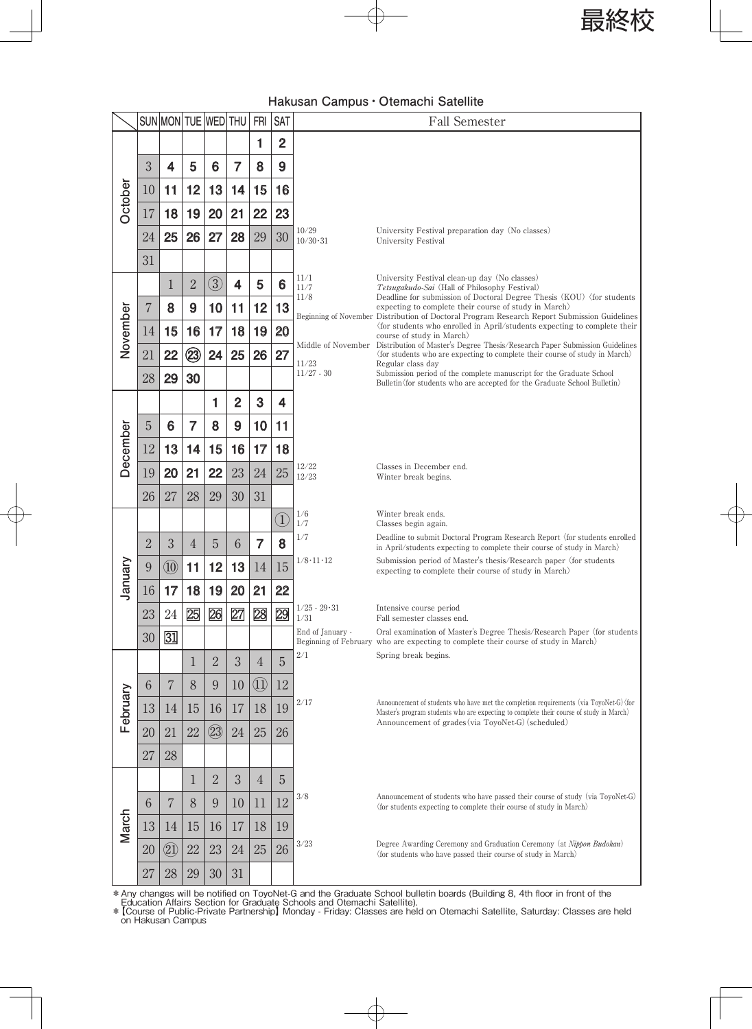最終校

## Hakusan Campus・Otemachi Satellite

| | SUN | MON | TUE | WED | THU | FRI | SAT | Fall Semester | |
|---|---|---|---|---|---|---|---|---|---|
| October | | | | | | 1 | 2 | | |
| | 3 | 4 | 5 | 6 | 7 | 8 | 9 | | |
| | 10 | 11 | 12 | 13 | 14 | 15 | 16 | | |
| | 17 | 18 | 19 | 20 | 21 | 22 | 23 | | |
| | 24 | 25 | 26 | 27 | 28 | 29 | 30 | 10/29 | University Festival preparation day (No classes) |
| | | | | | | | | 10/30・31 | University Festival |
| | 31 | | | | | | | | |
| November | | 1 | 2 | (3) | 4 | 5 | 6 | 11/1 | University Festival clean-up day (No classes) |
| | | | | | | | | 11/7 | *Tetsugakudo-Sai* (Hall of Philosophy Festival) |
| | 7 | 8 | 9 | 10 | 11 | 12 | 13 | 11/8 | Deadline for submission of Doctoral Degree Thesis (KOU) 〈for students expecting to complete their course of study in March〉 |
| | 14 | 15 | 16 | 17 | 18 | 19 | 20 | Beginning of November | Distribution of Doctoral Program Research Report Submission Guidelines 〈for students who enrolled in April/students expecting to complete their course of study in March〉 |
| | 21 | 22 | (23) | 24 | 25 | 26 | 27 | Middle of November | Distribution of Master's Degree Thesis/Research Paper Submission Guidelines 〈for students who are expecting to complete their course of study in March〉 |
| | | | | | | | | 11/23 | Regular class day |
| | 28 | 29 | 30 | | | | | 11/27 - 30 | Submission period of the complete manuscript for the Graduate School Bulletin〈for students who are accepted for the Graduate School Bulletin〉 |
| December | | | | 1 | 2 | 3 | 4 | | |
| | 5 | 6 | 7 | 8 | 9 | 10 | 11 | | |
| | 12 | 13 | 14 | 15 | 16 | 17 | 18 | | |
| | 19 | 20 | 21 | 22 | 23 | 24 | 25 | 12/22 | Classes in December end. |
| | | | | | | | | 12/23 | Winter break begins. |
| | 26 | 27 | 28 | 29 | 30 | 31 | | | |
| January | | | | | | | (1) | 1/6 | Winter break ends. |
| | | | | | | | | 1/7 | Classes begin again. |
| | 2 | 3 | 4 | 5 | 6 | 7 | 8 | 1/7 | Deadline to submit Doctoral Program Research Report 〈for students enrolled in April/students expecting to complete their course of study in March〉 |
| | 9 | (10) | 11 | 12 | 13 | 14 | 15 | 1/8・11・12 | Submission period of Master's thesis/Research paper 〈for students expecting to complete their course of study in March〉 |
| | 16 | 17 | 18 | 19 | 20 | 21 | 22 | | |
| | 23 | 24 | 25 | 26 | 27 | 28 | 29 | 1/25 - 29・31 | Intensive course period |
| | | | | | | | | 1/31 | Fall semester classes end. |
| | 30 | 31 | | | | | | End of January - Beginning of February | Oral examination of Master's Degree Thesis/Research Paper 〈for students who are expecting to complete their course of study in March〉 |
| February | | | 1 | 2 | 3 | 4 | 5 | 2/1 | Spring break begins. |
| | 6 | 7 | 8 | 9 | 10 | (11) | 12 | | |
| | 13 | 14 | 15 | 16 | 17 | 18 | 19 | 2/17 | Announcement of students who have met the completion requirements (via ToyoNet-G)〈for Master's program students who are expecting to complete their course of study in March〉 Announcement of grades (via ToyoNet-G) (scheduled) |
| | 20 | 21 | 22 | (23) | 24 | 25 | 26 | | |
| | 27 | 28 | | | | | | | |
| March | | | 1 | 2 | 3 | 4 | 5 | | |
| | 6 | 7 | 8 | 9 | 10 | 11 | 12 | 3/8 | Announcement of students who have passed their course of study (via ToyoNet-G) 〈for students expecting to complete their course of study in March〉 |
| | 13 | 14 | 15 | 16 | 17 | 18 | 19 | | |
| | 20 | (21) | 22 | 23 | 24 | 25 | 26 | 3/23 | Degree Awarding Ceremony and Graduation Ceremony (at *Nippon Budokan*) 〈for students who have passed their course of study in March〉 |
| | 27 | 28 | 29 | 30 | 31 | | | | |

* Any changes will be notified on ToyoNet-G and the Graduate School bulletin boards (Building 8, 4th floor in front of the Education Affairs Section for Graduate Schools and Otemachi Satellite).
* 【Course of Public-Private Partnership】Monday - Friday: Classes are held on Otemachi Satellite, Saturday: Classes are held on Hakusan Campus